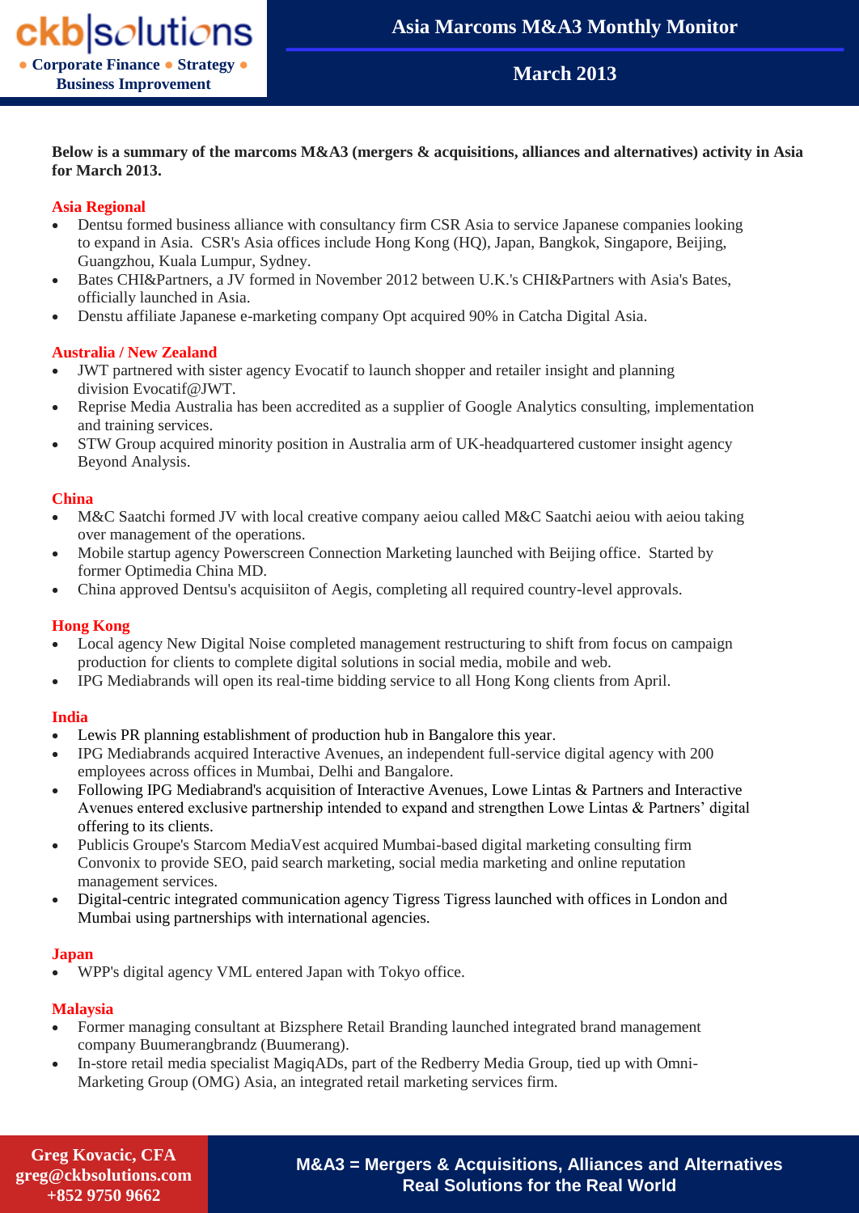# Asia Marcoms M&A3 Monthly Monitor

## March 2013

**Below is a summary of the marcoms M&A3 (mergers & acquisitions, alliances and alternatives) activity in Asia for March 2013.**

### Asia Regional

- Dentsu formed business alliance with consultancy firm CSR Asia to service Japanese companies looking to expand in Asia. CSR's Asia offices include Hong Kong (HQ), Japan, Bangkok, Singapore, Beijing, Guangzhou, Kuala Lumpur, Sydney.
- Bates CHI&Partners, a JV formed in November 2012 between U.K.'s CHI&Partners with Asia's Bates, officially launched in Asia.
- Denstu affiliate Japanese e-marketing company Opt acquired 90% in Catcha Digital Asia.

### Australia / New Zealand

- JWT partnered with sister agency Evocatif to launch shopper and retailer insight and planning division Evocatif@JWT.
- Reprise Media Australia has been accredited as a supplier of Google Analytics consulting, implementation and training services.
- STW Group acquired minority position in Australia arm of UK-headquartered customer insight agency Beyond Analysis.

### China

- M&C Saatchi formed JV with local creative company aeiou called M&C Saatchi aeiou with aeiou taking over management of the operations.
- Mobile startup agency Powerscreen Connection Marketing launched with Beijing office. Started by former Optimedia China MD.
- China approved Dentsu's acquisiiton of Aegis, completing all required country-level approvals.

### Hong Kong

- Local agency New Digital Noise completed management restructuring to shift from focus on campaign production for clients to complete digital solutions in social media, mobile and web.
- IPG Mediabrands will open its real-time bidding service to all Hong Kong clients from April.

### India

- Lewis PR planning establishment of production hub in Bangalore this year.
- IPG Mediabrands acquired Interactive Avenues, an independent full-service digital agency with 200 employees across offices in Mumbai, Delhi and Bangalore.
- Following IPG Mediabrand's acquisition of Interactive Avenues, Lowe Lintas & Partners and Interactive Avenues entered exclusive partnership intended to expand and strengthen Lowe Lintas & Partners' digital offering to its clients.
- Publicis Groupe's Starcom MediaVest acquired Mumbai-based digital marketing consulting firm Convonix to provide SEO, paid search marketing, social media marketing and online reputation management services.
- Digital-centric integrated communication agency Tigress Tigress launched with offices in London and Mumbai using partnerships with international agencies.

### Japan

- WPP's digital agency VML entered Japan with Tokyo office.

### Malaysia

- Former managing consultant at Bizsphere Retail Branding launched integrated brand management company Buumerangbrandz (Buumerang).
- In-store retail media specialist MagiqADs, part of the Redberry Media Group, tied up with Omni-Marketing Group (OMG) Asia, an integrated retail marketing services firm.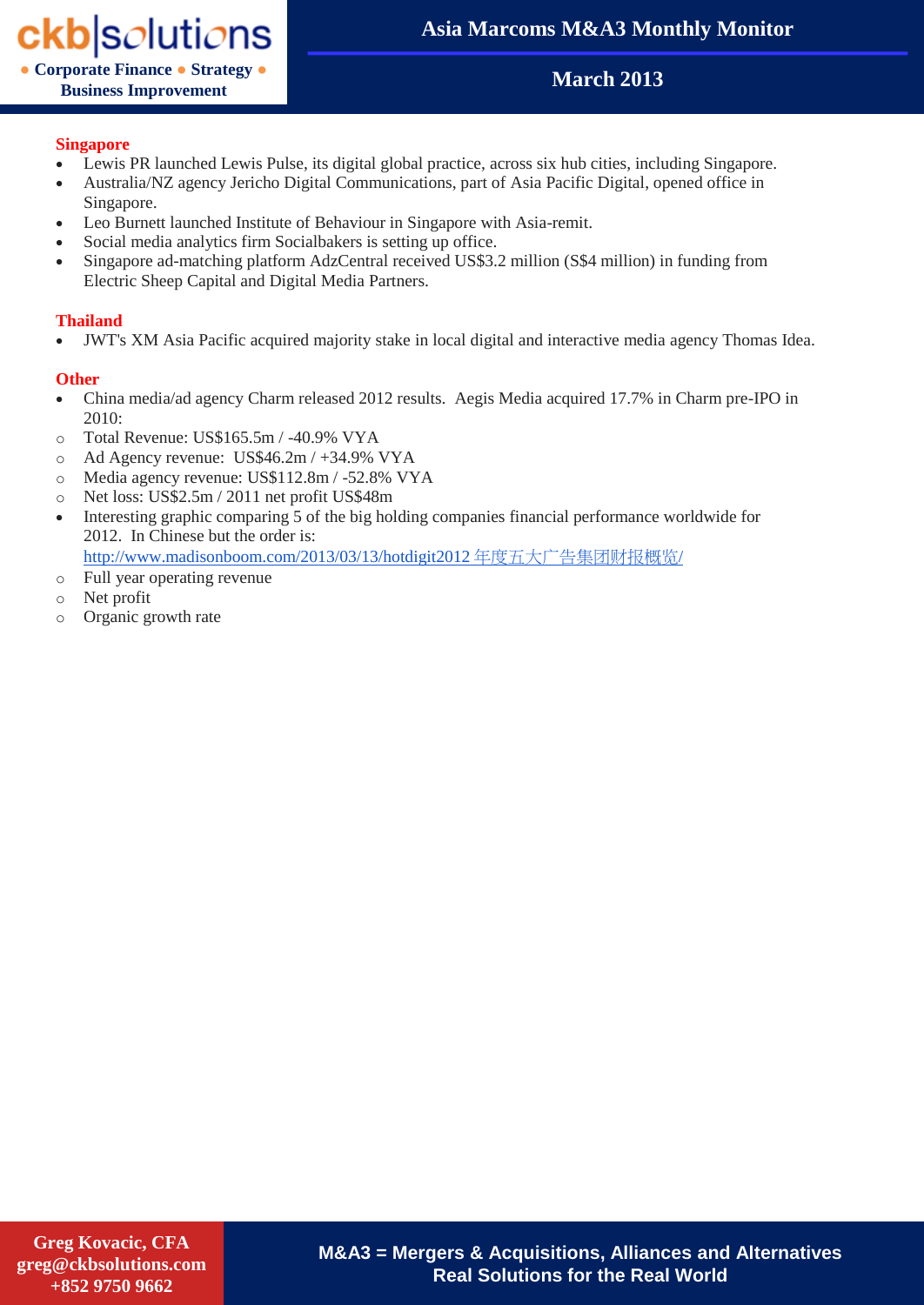### Singapore

- Lewis PR launched Lewis Pulse, its digital global practice, across six hub cities, including Singapore.
- Australia/NZ agency Jericho Digital Communications, part of Asia Pacific Digital, opened office in Singapore.
- Leo Burnett launched Institute of Behaviour in Singapore with Asia-remit.
- Social media analytics firm Socialbakers is setting up office.
- Singapore ad-matching platform AdzCentral received US$3.2 million (S$4 million) in funding from Electric Sheep Capital and Digital Media Partners.

### Thailand

- JWT's XM Asia Pacific acquired majority stake in local digital and interactive media agency Thomas Idea.

### Other

- China media/ad agency Charm released 2012 results. Aegis Media acquired 17.7% in Charm pre-IPO in 2010:
  - Total Revenue: US$165.5m / -40.9% VYA
  - Ad Agency revenue: US$46.2m / +34.9% VYA
  - Media agency revenue: US$112.8m / -52.8% VYA
  - Net loss: US$2.5m / 2011 net profit US$48m
- Interesting graphic comparing 5 of the big holding companies financial performance worldwide for 2012. In Chinese but the order is: http://www.madisonboom.com/2013/03/13/hotdigit2012 年度五大广告集团财报概览/
  - Full year operating revenue
  - Net profit
  - Organic growth rate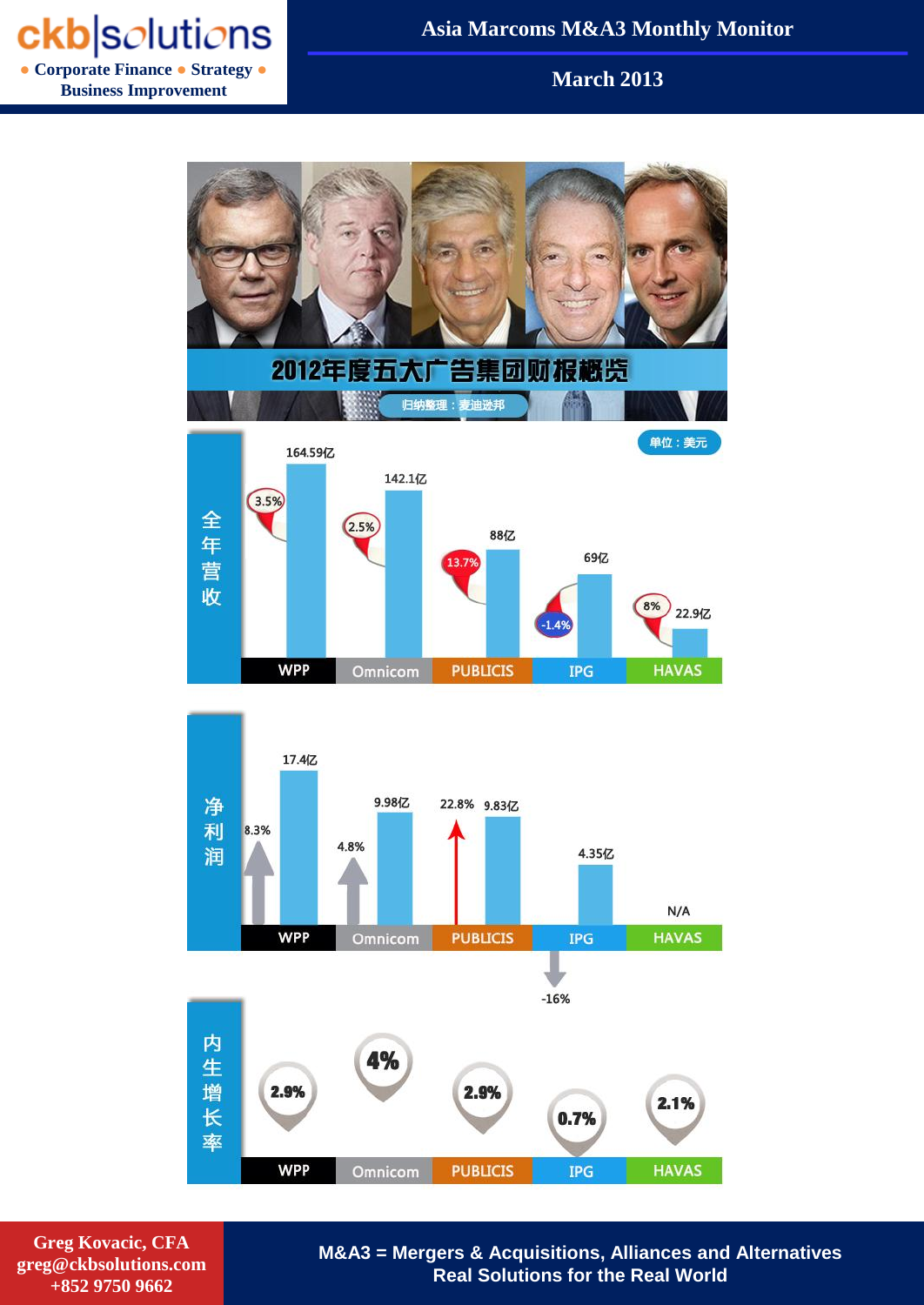2012年度五大广告集团财报概览

归纳整理：麦迪逊邦

单位：美元

全年营收

164.59亿
3.5%
142.1亿
2.5%
88亿
13.7%
69亿
-1.4%
22.9亿
8%

WPP Omnicom PUBLICIS IPG HAVAS

净利润

17.4亿
8.3%
9.98亿
4.8%
22.8%
9.83亿
4.35亿
-16%
N/A

WPP Omnicom PUBLICIS IPG HAVAS

内生增长率

2.9%
4%
2.9%
0.7%
2.1%

WPP Omnicom PUBLICIS IPG HAVAS